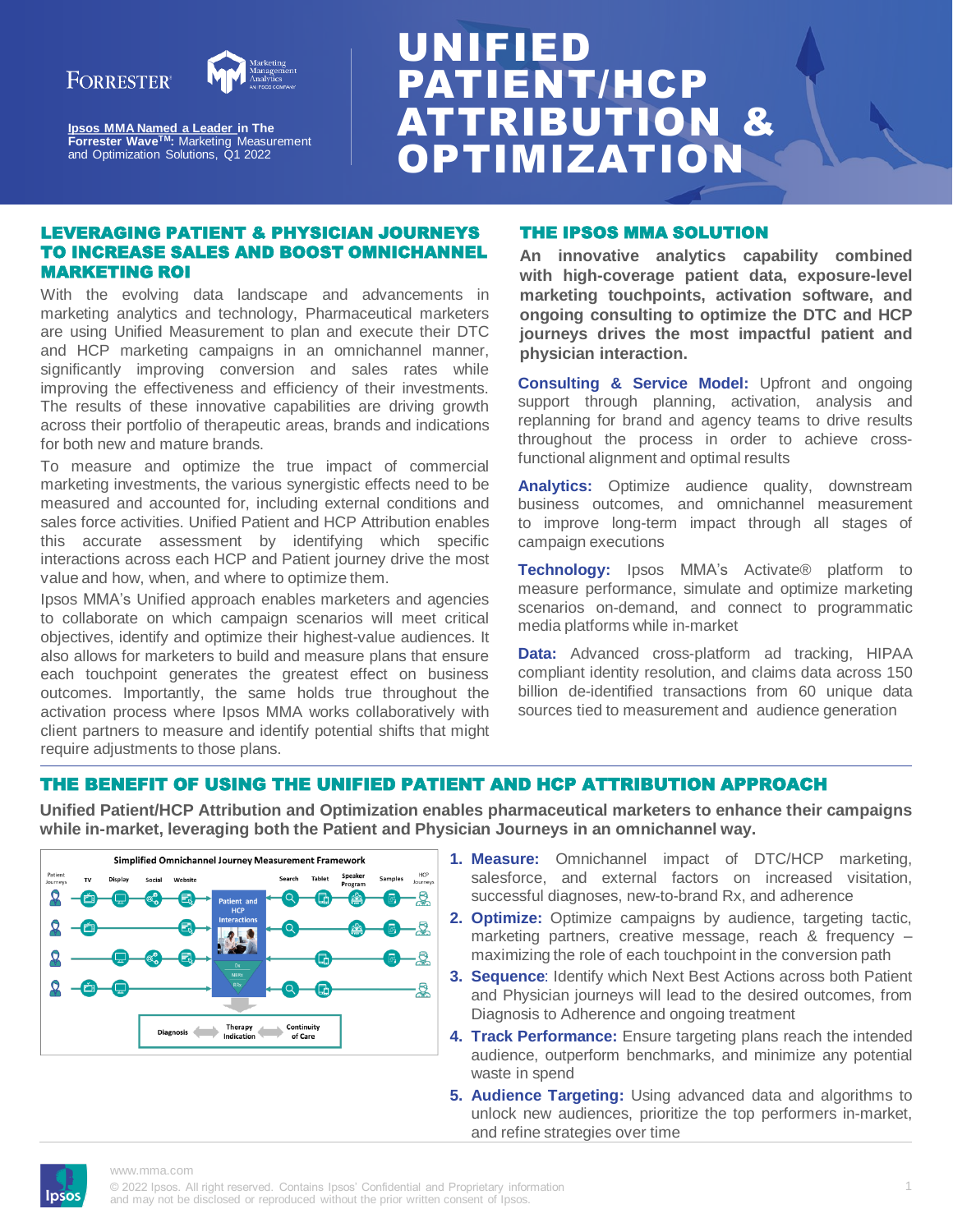FORRESTER

**Ipsos MMA Named a Leader in The Forrester Wave[TM]:** Marketing Measurement and Optimization Solutions, Q1 2022

# UNIFIED PATIENT/HCP ATTRIBUTION & OPTIMIZATION

## LEVERAGING PATIENT & PHYSICIAN JOURNEYS TO INCREASE SALES AND BOOST OMNICHANNEL MARKETING ROI

With the evolving data landscape and advancements in marketing analytics and technology, Pharmaceutical marketers are using Unified Measurement to plan and execute their DTC and HCP marketing campaigns in an omnichannel manner, significantly improving conversion and sales rates while improving the effectiveness and efficiency of their investments. The results of these innovative capabilities are driving growth across their portfolio of therapeutic areas, brands and indications for both new and mature brands.

To measure and optimize the true impact of commercial marketing investments, the various synergistic effects need to be measured and accounted for, including external conditions and sales force activities. Unified Patient and HCP Attribution enables this accurate assessment by identifying which specific interactions across each HCP and Patient journey drive the most value and how, when, and where to optimize them.

Ipsos MMA's Unified approach enables marketers and agencies to collaborate on which campaign scenarios will meet critical objectives, identify and optimize their highest-value audiences. It also allows for marketers to build and measure plans that ensure each touchpoint generates the greatest effect on business outcomes. Importantly, the same holds true throughout the activation process where Ipsos MMA works collaboratively with client partners to measure and identify potential shifts that might require adjustments to those plans.

## THE IPSOS MMA SOLUTION

**An innovative analytics capability combined with high-coverage patient data, exposure-level marketing touchpoints, activation software, and ongoing consulting to optimize the DTC and HCP journeys drives the most impactful patient and physician interaction.**

**Consulting & Service Model:** Upfront and ongoing support through planning, activation, analysis and replanning for brand and agency teams to drive results throughout the process in order to achieve cross-functional alignment and optimal results

**Analytics:** Optimize audience quality, downstream business outcomes, and omnichannel measurement to improve long-term impact through all stages of campaign executions

**Technology:** Ipsos MMA's Activate® platform to measure performance, simulate and optimize marketing scenarios on-demand, and connect to programmatic media platforms while in-market

**Data:** Advanced cross-platform ad tracking, HIPAA compliant identity resolution, and claims data across 150 billion de-identified transactions from 60 unique data sources tied to measurement and audience generation

## THE BENEFIT OF USING THE UNIFIED PATIENT AND HCP ATTRIBUTION APPROACH

**Unified Patient/HCP Attribution and Optimization enables pharmaceutical marketers to enhance their campaigns while in-market, leveraging both the Patient and Physician Journeys in an omnichannel way.**

Simplified Omnichannel Journey Measurement Framework

Patient Journeys · TV · Display · Social · Website · Patient and HCP Interactions · Search · Tablet · Speaker Program · Samples · HCP Journeys

Diagnosis · Therapy Indication · Continuity of Care

1. **Measure:** Omnichannel impact of DTC/HCP marketing, salesforce, and external factors on increased visitation, successful diagnoses, new-to-brand Rx, and adherence
2. **Optimize:** Optimize campaigns by audience, targeting tactic, marketing partners, creative message, reach & frequency – maximizing the role of each touchpoint in the conversion path
3. **Sequence**: Identify which Next Best Actions across both Patient and Physician journeys will lead to the desired outcomes, from Diagnosis to Adherence and ongoing treatment
4. **Track Performance:** Ensure targeting plans reach the intended audience, outperform benchmarks, and minimize any potential waste in spend
5. **Audience Targeting:** Using advanced data and algorithms to unlock new audiences, prioritize the top performers in-market, and refine strategies over time

www.mma.com

© 2022 Ipsos. All right reserved. Contains Ipsos' Confidential and Proprietary information and may not be disclosed or reproduced without the prior written consent of Ipsos.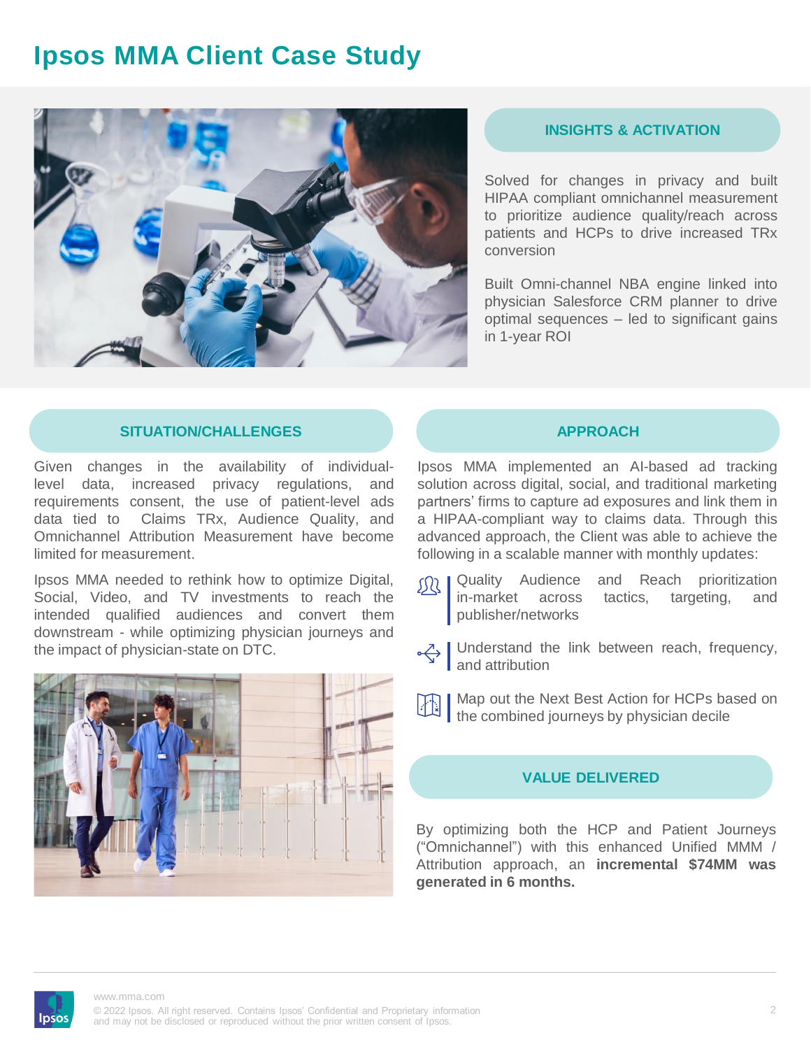# Ipsos MMA Client Case Study

## INSIGHTS & ACTIVATION

Solved for changes in privacy and built HIPAA compliant omnichannel measurement to prioritize audience quality/reach across patients and HCPs to drive increased TRx conversion

Built Omni-channel NBA engine linked into physician Salesforce CRM planner to drive optimal sequences – led to significant gains in 1-year ROI

## SITUATION/CHALLENGES

Given changes in the availability of individual-level data, increased privacy regulations, and requirements consent, the use of patient-level ads data tied to Claims TRx, Audience Quality, and Omnichannel Attribution Measurement have become limited for measurement.

Ipsos MMA needed to rethink how to optimize Digital, Social, Video, and TV investments to reach the intended qualified audiences and convert them downstream - while optimizing physician journeys and the impact of physician-state on DTC.

## APPROACH

Ipsos MMA implemented an AI-based ad tracking solution across digital, social, and traditional marketing partners' firms to capture ad exposures and link them in a HIPAA-compliant way to claims data. Through this advanced approach, the Client was able to achieve the following in a scalable manner with monthly updates:

- Quality Audience and Reach prioritization in-market across tactics, targeting, and publisher/networks
- Understand the link between reach, frequency, and attribution
- Map out the Next Best Action for HCPs based on the combined journeys by physician decile

## VALUE DELIVERED

By optimizing both the HCP and Patient Journeys ("Omnichannel") with this enhanced Unified MMM / Attribution approach, an **incremental $74MM was generated in 6 months.**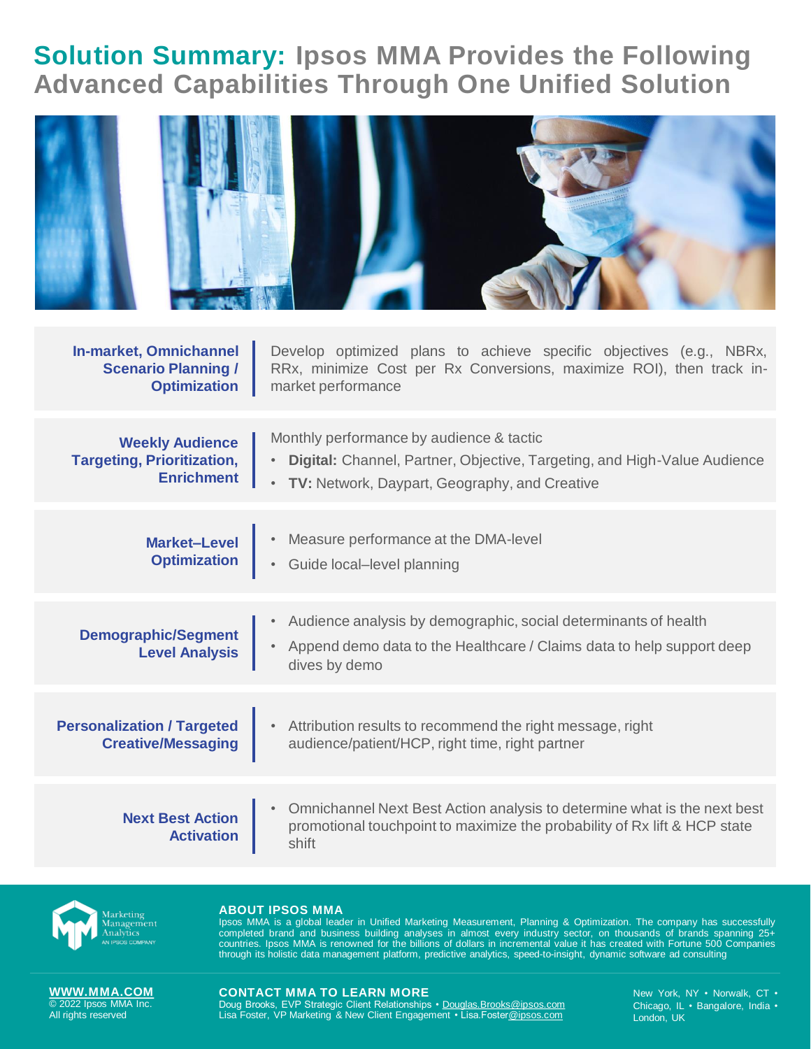# Solution Summary: Ipsos MMA Provides the Following Advanced Capabilities Through One Unified Solution

| | |
|---|---|
| **In-market, Omnichannel Scenario Planning / Optimization** | Develop optimized plans to achieve specific objectives (e.g., NBRx, RRx, minimize Cost per Rx Conversions, maximize ROI), then track in-market performance |
| **Weekly Audience Targeting, Prioritization, Enrichment** | Monthly performance by audience & tactic<br>• **Digital:** Channel, Partner, Objective, Targeting, and High-Value Audience<br>• **TV:** Network, Daypart, Geography, and Creative |
| **Market–Level Optimization** | • Measure performance at the DMA-level<br>• Guide local–level planning |
| **Demographic/Segment Level Analysis** | • Audience analysis by demographic, social determinants of health<br>• Append demo data to the Healthcare / Claims data to help support deep dives by demo |
| **Personalization / Targeted Creative/Messaging** | • Attribution results to recommend the right message, right audience/patient/HCP, right time, right partner |
| **Next Best Action Activation** | • Omnichannel Next Best Action analysis to determine what is the next best promotional touchpoint to maximize the probability of Rx lift & HCP state shift |

Marketing Management Analytics
AN IPSOS COMPANY

**ABOUT IPSOS MMA**

Ipsos MMA is a global leader in Unified Marketing Measurement, Planning & Optimization. The company has successfully completed brand and business building analyses in almost every industry sector, on thousands of brands spanning 25+ countries. Ipsos MMA is renowned for the billions of dollars in incremental value it has created with Fortune 500 Companies through its holistic data management platform, predictive analytics, speed-to-insight, dynamic software ad consulting

**WWW.MMA.COM**
© 2022 Ipsos MMA Inc.
All rights reserved

**CONTACT MMA TO LEARN MORE**

Doug Brooks, EVP Strategic Client Relationships • Douglas.Brooks@ipsos.com
Lisa Foster, VP Marketing & New Client Engagement • Lisa.Foster@ipsos.com

New York, NY • Norwalk, CT • Chicago, IL • Bangalore, India • London, UK